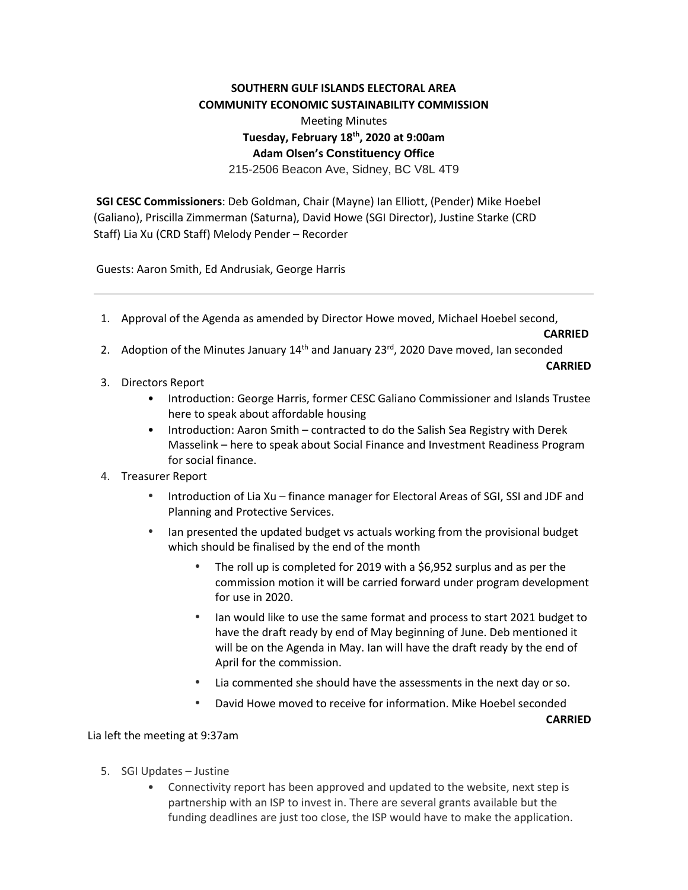**SOUTHERN GULF ISLANDS ELECTORAL AREA**
**COMMUNITY ECONOMIC SUSTAINABILITY COMMISSION**

Meeting Minutes

**Tuesday, February 18th, 2020 at 9:00am**

**Adam Olsen's Constituency Office**

215-2506 Beacon Ave, Sidney, BC V8L 4T9

**SGI CESC Commissioners**: Deb Goldman, Chair (Mayne) Ian Elliott, (Pender) Mike Hoebel (Galiano), Priscilla Zimmerman (Saturna), David Howe (SGI Director), Justine Starke (CRD Staff) Lia Xu (CRD Staff) Melody Pender – Recorder

Guests: Aaron Smith, Ed Andrusiak, George Harris

---

1. Approval of the Agenda as amended by Director Howe moved, Michael Hoebel second,
   **CARRIED**
2. Adoption of the Minutes January 14th and January 23rd, 2020 Dave moved, Ian seconded
   **CARRIED**
3. Directors Report
   - Introduction: George Harris, former CESC Galiano Commissioner and Islands Trustee here to speak about affordable housing
   - Introduction: Aaron Smith – contracted to do the Salish Sea Registry with Derek Masselink – here to speak about Social Finance and Investment Readiness Program for social finance.
4. Treasurer Report
   - Introduction of Lia Xu – finance manager for Electoral Areas of SGI, SSI and JDF and Planning and Protective Services.
   - Ian presented the updated budget vs actuals working from the provisional budget which should be finalised by the end of the month
     - The roll up is completed for 2019 with a $6,952 surplus and as per the commission motion it will be carried forward under program development for use in 2020.
     - Ian would like to use the same format and process to start 2021 budget to have the draft ready by end of May beginning of June. Deb mentioned it will be on the Agenda in May. Ian will have the draft ready by the end of April for the commission.
     - Lia commented she should have the assessments in the next day or so.
     - David Howe moved to receive for information. Mike Hoebel seconded
       **CARRIED**

Lia left the meeting at 9:37am

5. SGI Updates – Justine
   - Connectivity report has been approved and updated to the website, next step is partnership with an ISP to invest in. There are several grants available but the funding deadlines are just too close, the ISP would have to make the application.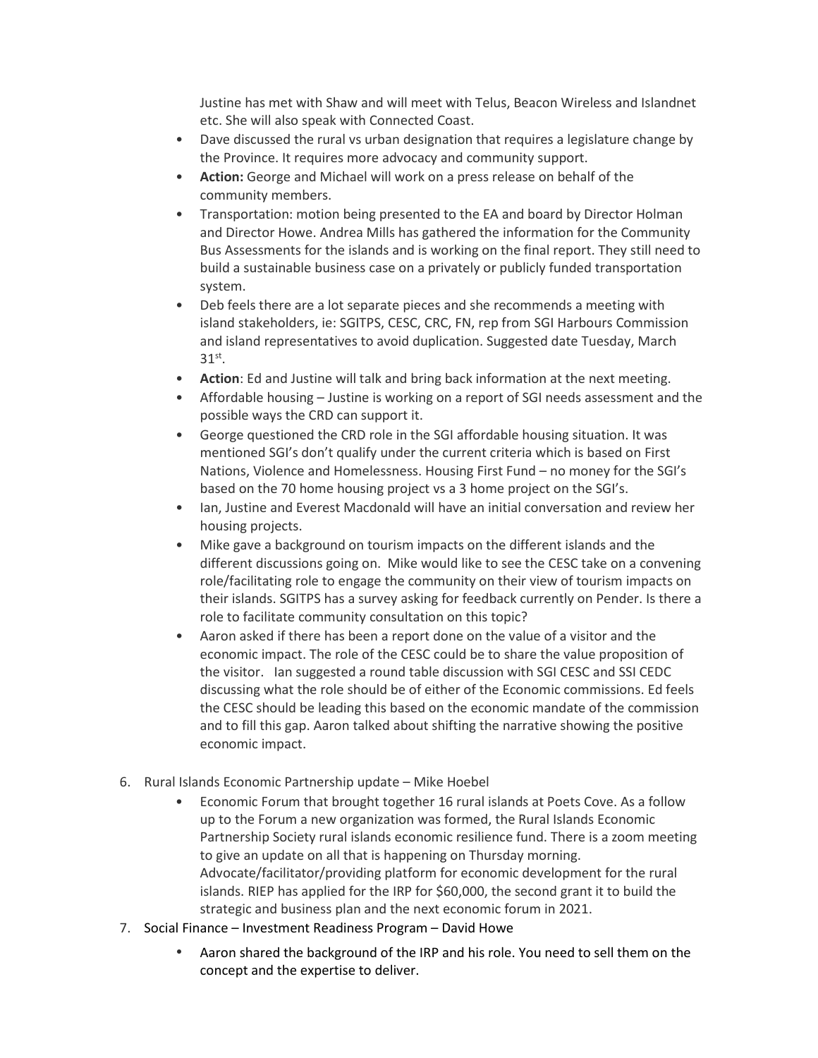Justine has met with Shaw and will meet with Telus, Beacon Wireless and Islandnet etc. She will also speak with Connected Coast.

- Dave discussed the rural vs urban designation that requires a legislature change by the Province. It requires more advocacy and community support.
- **Action:** George and Michael will work on a press release on behalf of the community members.
- Transportation: motion being presented to the EA and board by Director Holman and Director Howe. Andrea Mills has gathered the information for the Community Bus Assessments for the islands and is working on the final report. They still need to build a sustainable business case on a privately or publicly funded transportation system.
- Deb feels there are a lot separate pieces and she recommends a meeting with island stakeholders, ie: SGITPS, CESC, CRC, FN, rep from SGI Harbours Commission and island representatives to avoid duplication. Suggested date Tuesday, March 31st.
- **Action**: Ed and Justine will talk and bring back information at the next meeting.
- Affordable housing – Justine is working on a report of SGI needs assessment and the possible ways the CRD can support it.
- George questioned the CRD role in the SGI affordable housing situation. It was mentioned SGI's don't qualify under the current criteria which is based on First Nations, Violence and Homelessness. Housing First Fund – no money for the SGI's based on the 70 home housing project vs a 3 home project on the SGI's.
- Ian, Justine and Everest Macdonald will have an initial conversation and review her housing projects.
- Mike gave a background on tourism impacts on the different islands and the different discussions going on. Mike would like to see the CESC take on a convening role/facilitating role to engage the community on their view of tourism impacts on their islands. SGITPS has a survey asking for feedback currently on Pender. Is there a role to facilitate community consultation on this topic?
- Aaron asked if there has been a report done on the value of a visitor and the economic impact. The role of the CESC could be to share the value proposition of the visitor. Ian suggested a round table discussion with SGI CESC and SSI CEDC discussing what the role should be of either of the Economic commissions. Ed feels the CESC should be leading this based on the economic mandate of the commission and to fill this gap. Aaron talked about shifting the narrative showing the positive economic impact.

6. Rural Islands Economic Partnership update – Mike Hoebel
   - Economic Forum that brought together 16 rural islands at Poets Cove. As a follow up to the Forum a new organization was formed, the Rural Islands Economic Partnership Society rural islands economic resilience fund. There is a zoom meeting to give an update on all that is happening on Thursday morning. Advocate/facilitator/providing platform for economic development for the rural islands. RIEP has applied for the IRP for $60,000, the second grant it to build the strategic and business plan and the next economic forum in 2021.
7. Social Finance – Investment Readiness Program – David Howe
   - Aaron shared the background of the IRP and his role. You need to sell them on the concept and the expertise to deliver.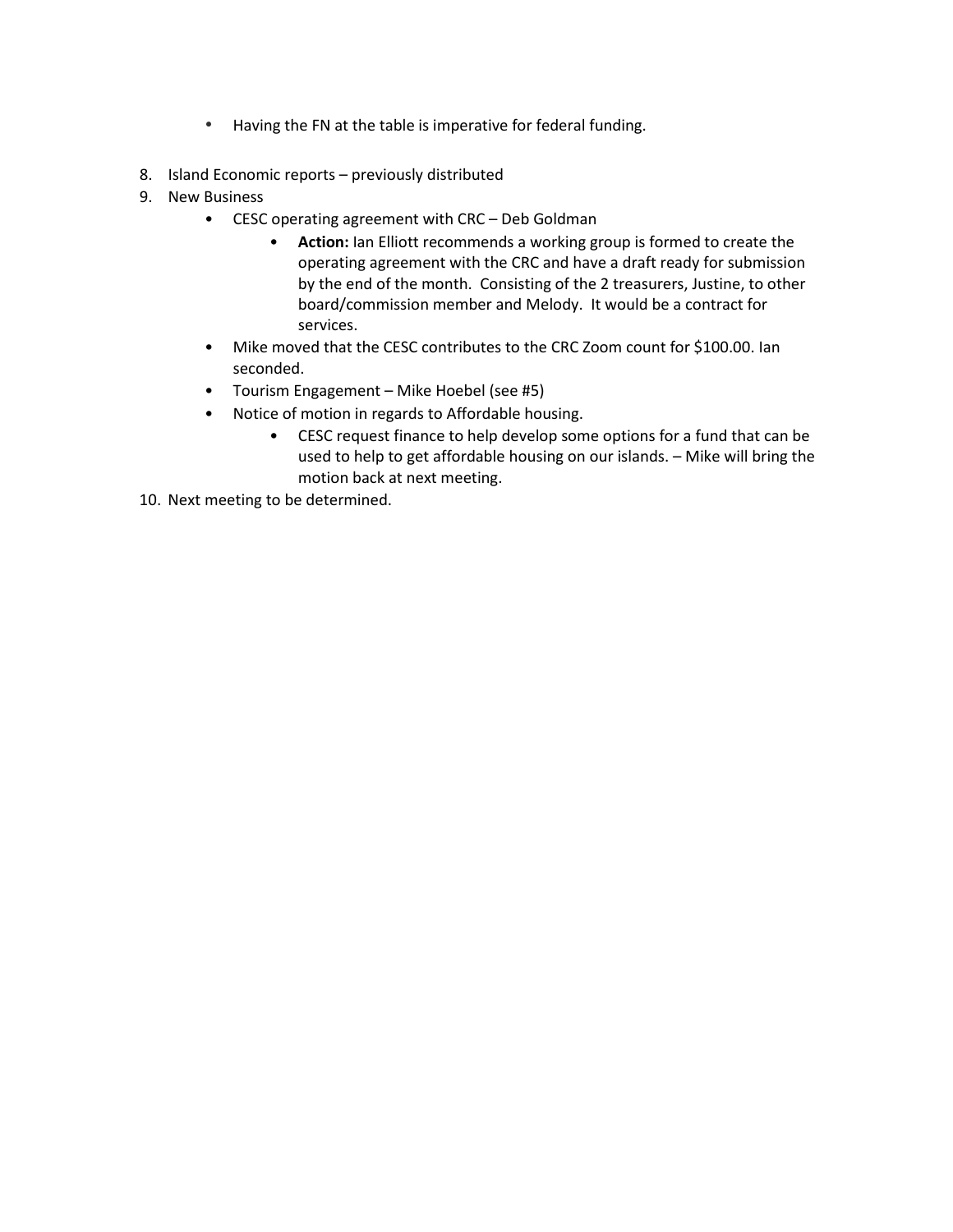- Having the FN at the table is imperative for federal funding.

8. Island Economic reports – previously distributed
9. New Business
    - CESC operating agreement with CRC – Deb Goldman
        - **Action:** Ian Elliott recommends a working group is formed to create the operating agreement with the CRC and have a draft ready for submission by the end of the month. Consisting of the 2 treasurers, Justine, to other board/commission member and Melody. It would be a contract for services.
    - Mike moved that the CESC contributes to the CRC Zoom count for $100.00. Ian seconded.
    - Tourism Engagement – Mike Hoebel (see #5)
    - Notice of motion in regards to Affordable housing.
        - CESC request finance to help develop some options for a fund that can be used to help to get affordable housing on our islands. – Mike will bring the motion back at next meeting.
10. Next meeting to be determined.